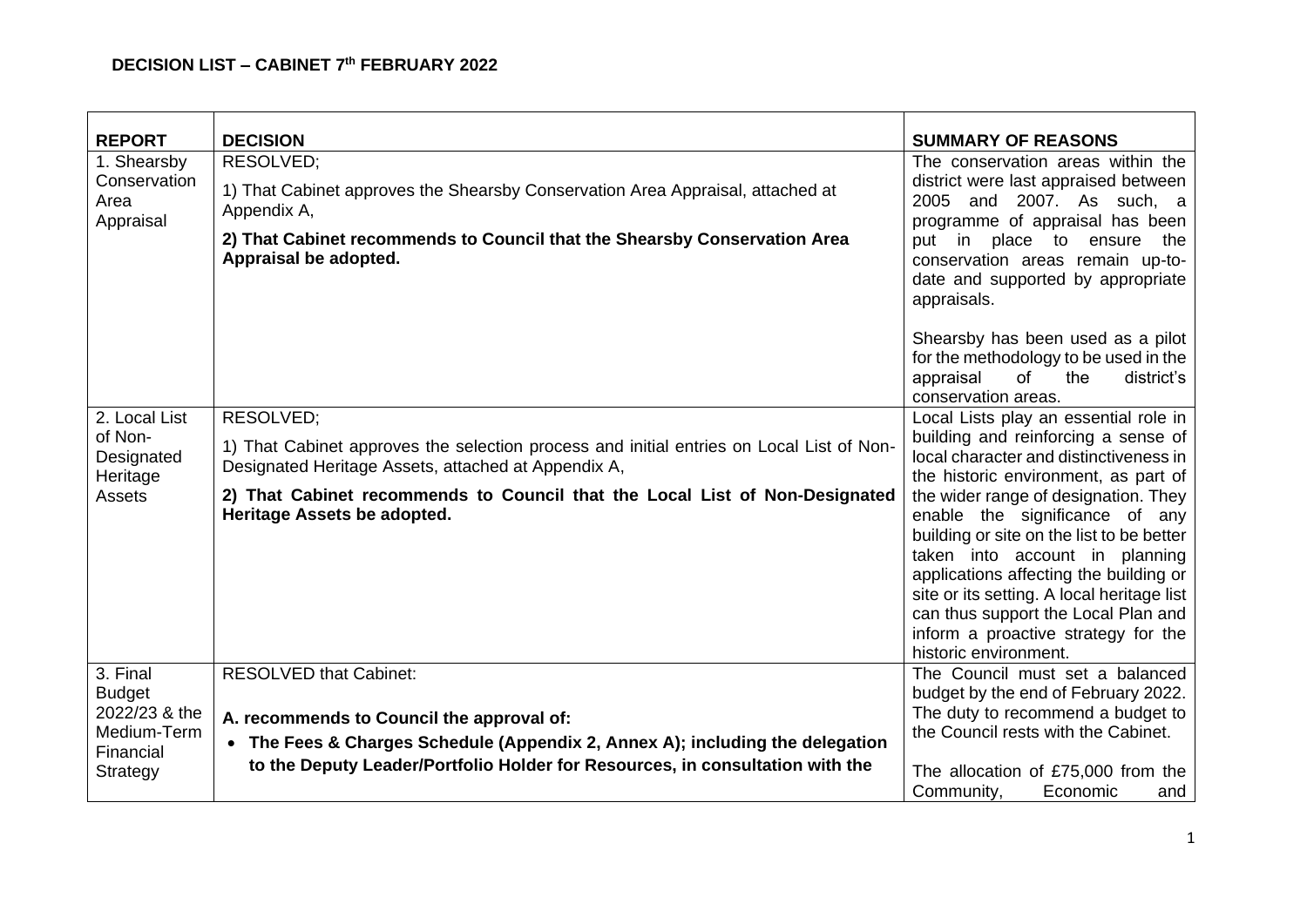## DECISION LIST – CABINET 7th FEBRUARY 2022

| REPORT | DECISION | SUMMARY OF REASONS |
|---|---|---|
| 1. Shearsby Conservation Area Appraisal | RESOLVED;<br><br>1) That Cabinet approves the Shearsby Conservation Area Appraisal, attached at Appendix A,<br><br>**2) That Cabinet recommends to Council that the Shearsby Conservation Area Appraisal be adopted.** | The conservation areas within the district were last appraised between 2005 and 2007. As such, a programme of appraisal has been put in place to ensure the conservation areas remain up-to-date and supported by appropriate appraisals.<br><br>Shearsby has been used as a pilot for the methodology to be used in the appraisal of the district's conservation areas. |
| 2. Local List of Non-Designated Heritage Assets | RESOLVED;<br><br>1) That Cabinet approves the selection process and initial entries on Local List of Non-Designated Heritage Assets, attached at Appendix A,<br><br>**2) That Cabinet recommends to Council that the Local List of Non-Designated Heritage Assets be adopted.** | Local Lists play an essential role in building and reinforcing a sense of local character and distinctiveness in the historic environment, as part of the wider range of designation. They enable the significance of any building or site on the list to be better taken into account in planning applications affecting the building or site or its setting. A local heritage list can thus support the Local Plan and inform a proactive strategy for the historic environment. |
| 3. Final Budget 2022/23 & the Medium-Term Financial Strategy | RESOLVED that Cabinet:<br><br>**A. recommends to Council the approval of:**<br><br>• **The Fees & Charges Schedule (Appendix 2, Annex A); including the delegation to the Deputy Leader/Portfolio Holder for Resources, in consultation with the** | The Council must set a balanced budget by the end of February 2022. The duty to recommend a budget to the Council rests with the Cabinet.<br><br>The allocation of £75,000 from the Community, Economic and |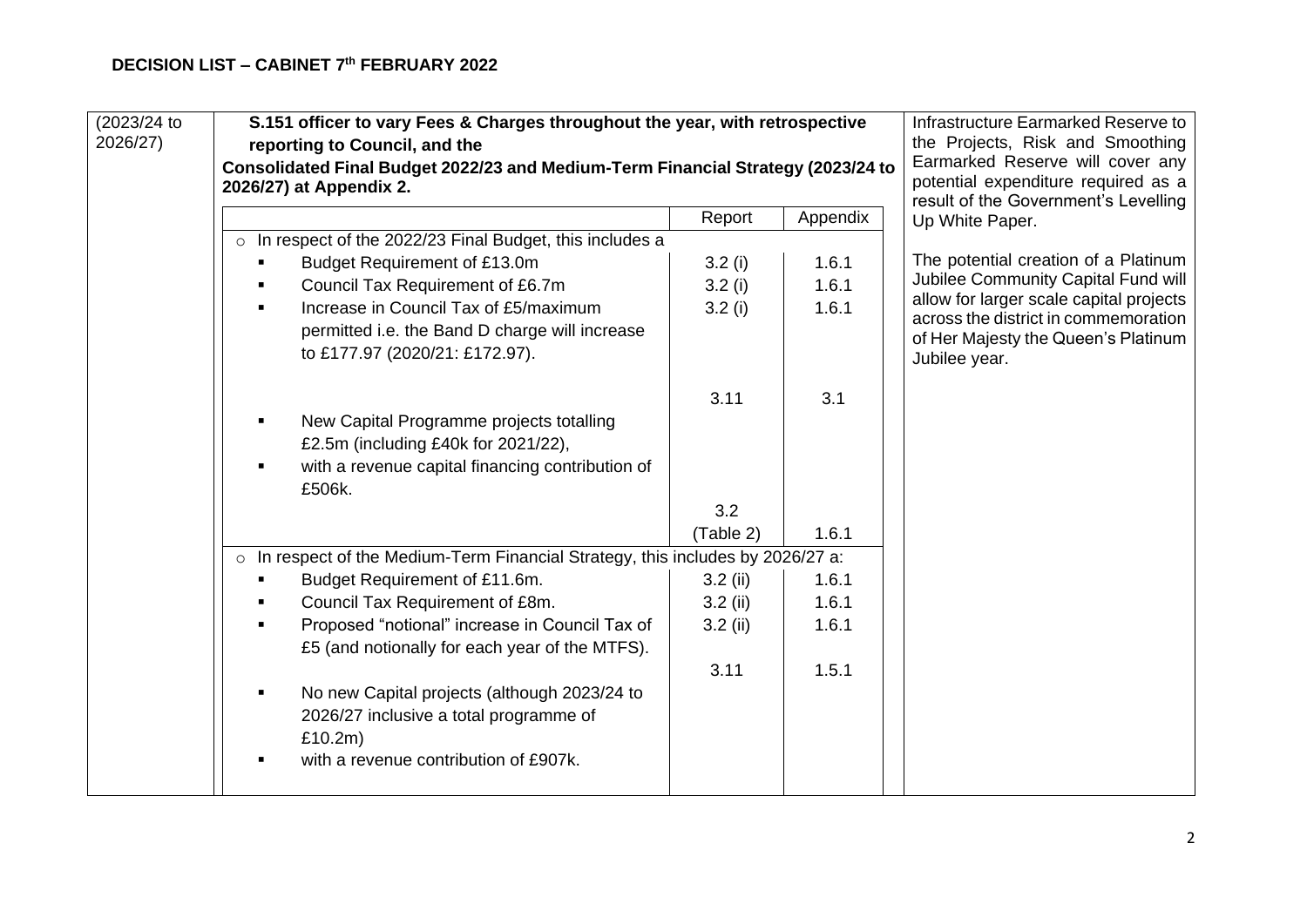**DECISION LIST – CABINET 7th FEBRUARY 2022**

<table>
<tr>
<td>(2023/24 to 2026/27)</td>
<td>

**S.151 officer to vary Fees & Charges throughout the year, with retrospective reporting to Council, and the**
**Consolidated Final Budget 2022/23 and Medium-Term Financial Strategy (2023/24 to 2026/27) at Appendix 2.**

| | Report | Appendix |
|---|---|---|
| ○ In respect of the 2022/23 Final Budget, this includes a | | |
| ▪ Budget Requirement of £13.0m | 3.2 (i) | 1.6.1 |
| ▪ Council Tax Requirement of £6.7m | 3.2 (i) | 1.6.1 |
| ▪ Increase in Council Tax of £5/maximum permitted i.e. the Band D charge will increase to £177.97 (2020/21: £172.97). | 3.2 (i) | 1.6.1 |
| | 3.11 | 3.1 |
| ▪ New Capital Programme projects totalling £2.5m (including £40k for 2021/22), | | |
| ▪ with a revenue capital financing contribution of £506k. | | |
| | 3.2 (Table 2) | 1.6.1 |
| ○ In respect of the Medium-Term Financial Strategy, this includes by 2026/27 a: | | |
| ▪ Budget Requirement of £11.6m. | 3.2 (ii) | 1.6.1 |
| ▪ Council Tax Requirement of £8m. | 3.2 (ii) | 1.6.1 |
| ▪ Proposed "notional" increase in Council Tax of £5 (and notionally for each year of the MTFS). | 3.2 (ii) | 1.6.1 |
| | 3.11 | 1.5.1 |
| ▪ No new Capital projects (although 2023/24 to 2026/27 inclusive a total programme of £10.2m) | | |
| ▪ with a revenue contribution of £907k. | | |

</td>
<td>

Infrastructure Earmarked Reserve to the Projects, Risk and Smoothing Earmarked Reserve will cover any potential expenditure required as a result of the Government's Levelling Up White Paper.

The potential creation of a Platinum Jubilee Community Capital Fund will allow for larger scale capital projects across the district in commemoration of Her Majesty the Queen's Platinum Jubilee year.

</td>
</tr>
</table>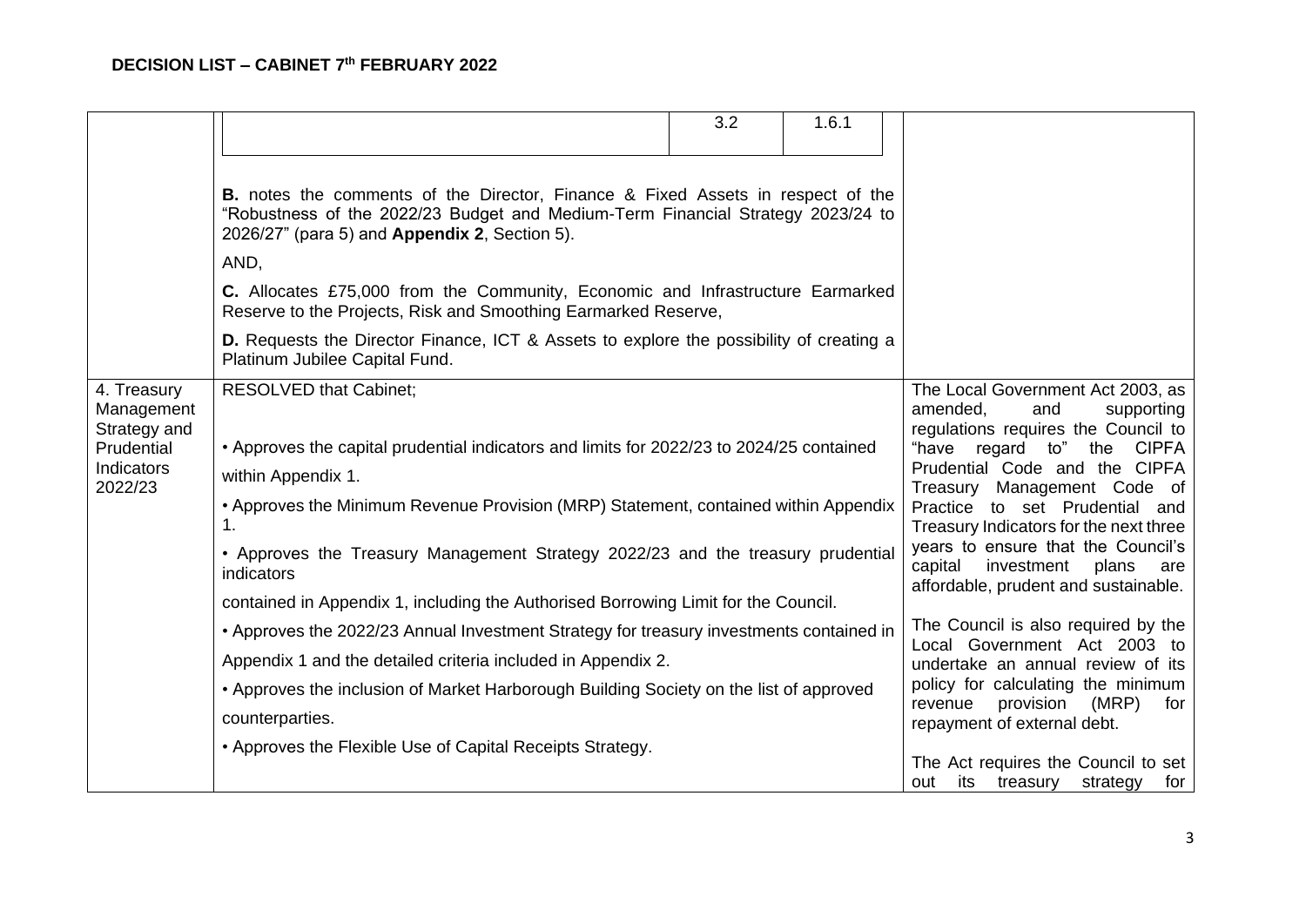## DECISION LIST – CABINET 7th FEBRUARY 2022

| | | |
|---|---|---|
| | | 3.2 | 1.6.1 | |
| | **B.** notes the comments of the Director, Finance & Fixed Assets in respect of the "Robustness of the 2022/23 Budget and Medium-Term Financial Strategy 2023/24 to 2026/27" (para 5) and **Appendix 2**, Section 5).<br><br>AND,<br><br>**C.** Allocates £75,000 from the Community, Economic and Infrastructure Earmarked Reserve to the Projects, Risk and Smoothing Earmarked Reserve,<br><br>**D.** Requests the Director Finance, ICT & Assets to explore the possibility of creating a Platinum Jubilee Capital Fund. | |
| 4. Treasury Management Strategy and Prudential Indicators 2022/23 | RESOLVED that Cabinet;<br><br>• Approves the capital prudential indicators and limits for 2022/23 to 2024/25 contained within Appendix 1.<br><br>• Approves the Minimum Revenue Provision (MRP) Statement, contained within Appendix 1.<br><br>• Approves the Treasury Management Strategy 2022/23 and the treasury prudential indicators contained in Appendix 1, including the Authorised Borrowing Limit for the Council.<br><br>• Approves the 2022/23 Annual Investment Strategy for treasury investments contained in Appendix 1 and the detailed criteria included in Appendix 2.<br><br>• Approves the inclusion of Market Harborough Building Society on the list of approved counterparties.<br><br>• Approves the Flexible Use of Capital Receipts Strategy. | The Local Government Act 2003, as amended, and supporting regulations requires the Council to "have regard to" the CIPFA Prudential Code and the CIPFA Treasury Management Code of Practice to set Prudential and Treasury Indicators for the next three years to ensure that the Council's capital investment plans are affordable, prudent and sustainable.<br><br>The Council is also required by the Local Government Act 2003 to undertake an annual review of its policy for calculating the minimum revenue provision (MRP) for repayment of external debt.<br><br>The Act requires the Council to set out its treasury strategy for |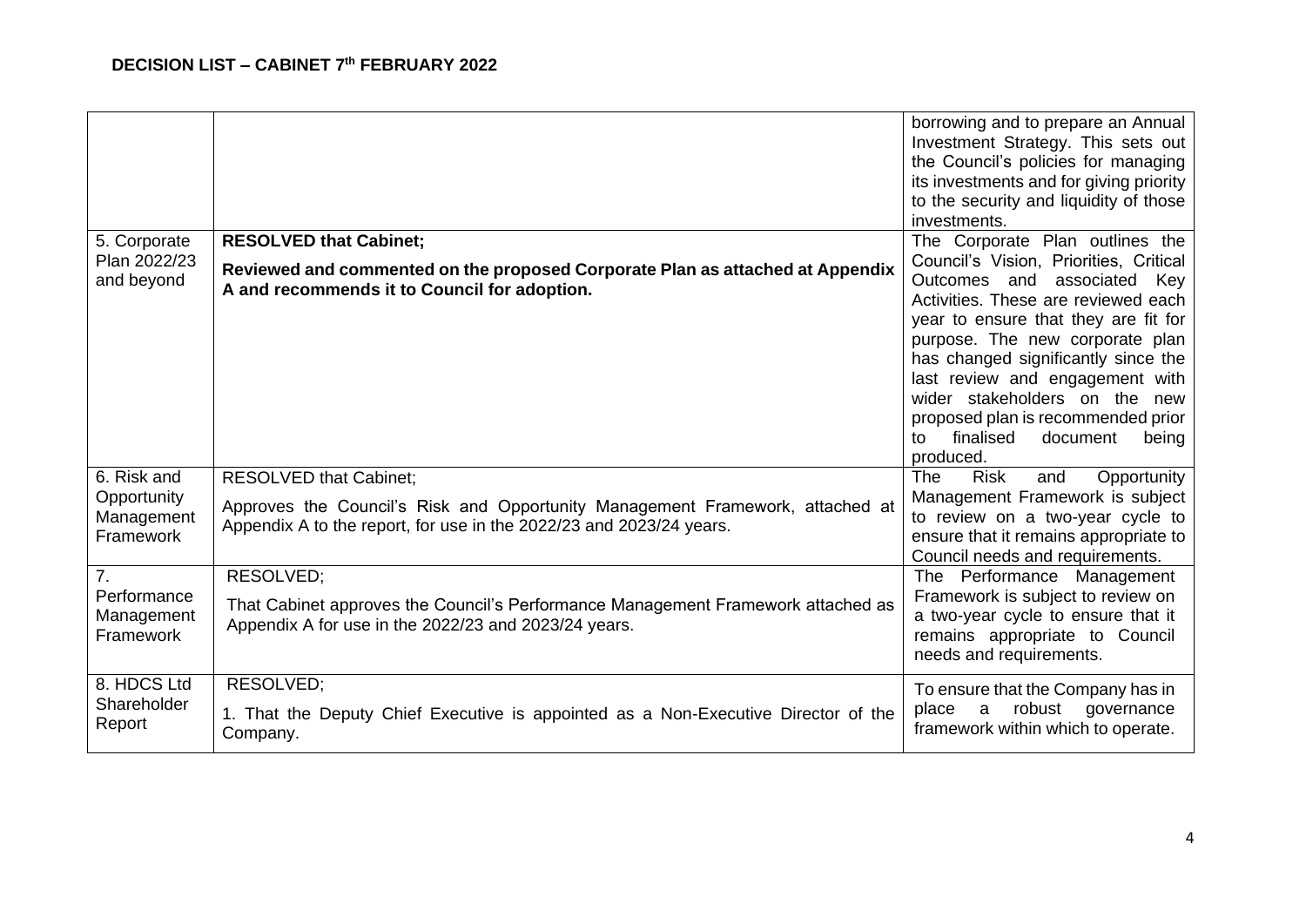## DECISION LIST – CABINET 7th FEBRUARY 2022

| | | |
|---|---|---|
| | | borrowing and to prepare an Annual Investment Strategy. This sets out the Council's policies for managing its investments and for giving priority to the security and liquidity of those investments. |
| 5. Corporate Plan 2022/23 and beyond | **RESOLVED that Cabinet;**<br><br>**Reviewed and commented on the proposed Corporate Plan as attached at Appendix A and recommends it to Council for adoption.** | The Corporate Plan outlines the Council's Vision, Priorities, Critical Outcomes and associated Key Activities. These are reviewed each year to ensure that they are fit for purpose. The new corporate plan has changed significantly since the last review and engagement with wider stakeholders on the new proposed plan is recommended prior to finalised document being produced. |
| 6. Risk and Opportunity Management Framework | RESOLVED that Cabinet;<br><br>Approves the Council's Risk and Opportunity Management Framework, attached at Appendix A to the report, for use in the 2022/23 and 2023/24 years. | The Risk and Opportunity Management Framework is subject to review on a two-year cycle to ensure that it remains appropriate to Council needs and requirements. |
| 7. Performance Management Framework | RESOLVED;<br><br>That Cabinet approves the Council's Performance Management Framework attached as Appendix A for use in the 2022/23 and 2023/24 years. | The Performance Management Framework is subject to review on a two-year cycle to ensure that it remains appropriate to Council needs and requirements. |
| 8. HDCS Ltd Shareholder Report | RESOLVED;<br><br>1. That the Deputy Chief Executive is appointed as a Non-Executive Director of the Company. | To ensure that the Company has in place a robust governance framework within which to operate. |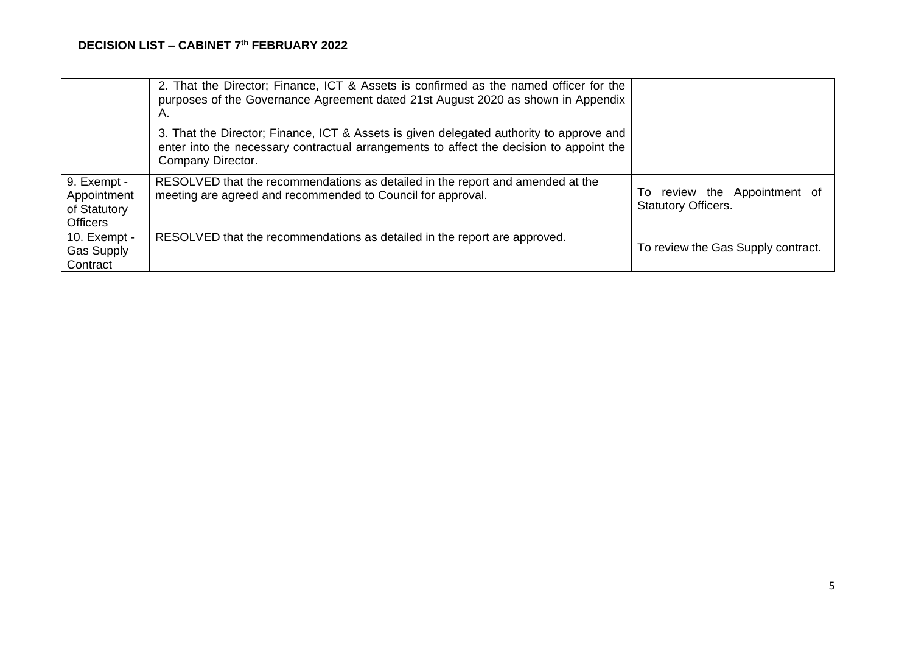## DECISION LIST – CABINET 7th FEBRUARY 2022

| | | |
|---|---|---|
| | 2. That the Director; Finance, ICT & Assets is confirmed as the named officer for the purposes of the Governance Agreement dated 21st August 2020 as shown in Appendix A.<br><br>3. That the Director; Finance, ICT & Assets is given delegated authority to approve and enter into the necessary contractual arrangements to affect the decision to appoint the Company Director. | |
| 9. Exempt - Appointment of Statutory Officers | RESOLVED that the recommendations as detailed in the report and amended at the meeting are agreed and recommended to Council for approval. | To review the Appointment of Statutory Officers. |
| 10. Exempt - Gas Supply Contract | RESOLVED that the recommendations as detailed in the report are approved. | To review the Gas Supply contract. |